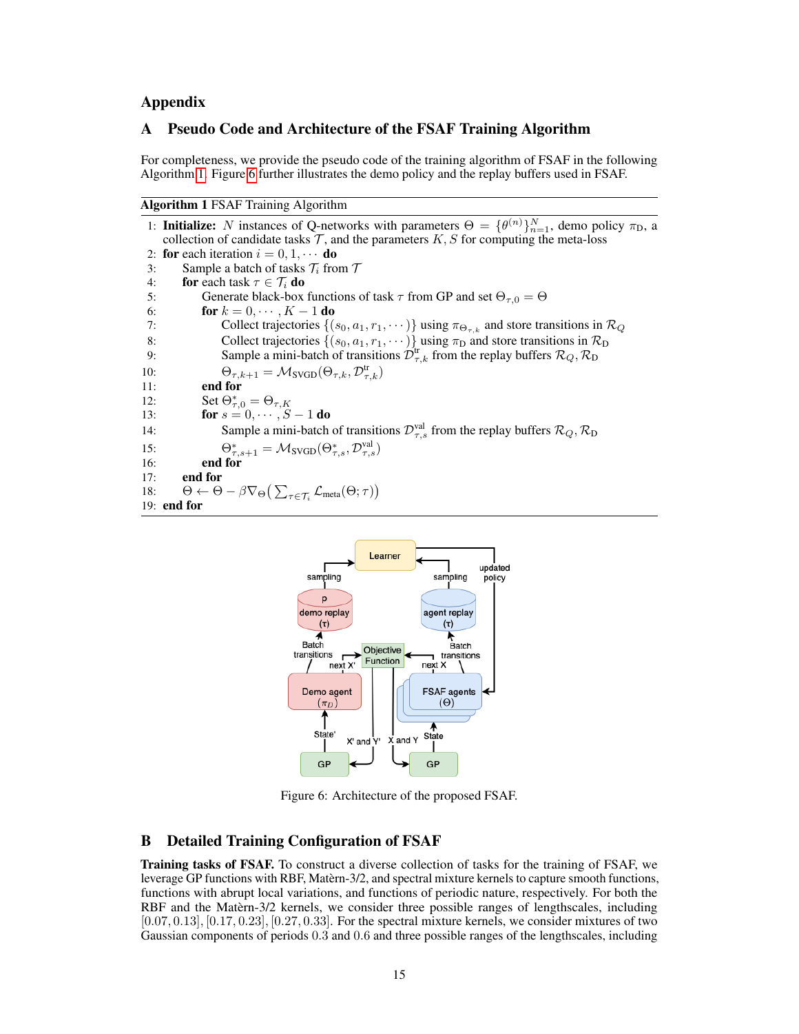# Appendix

## A Pseudo Code and Architecture of the FSAF Training Algorithm

For completeness, we provide the pseudo code of the training algorithm of FSAF in the following Algorithm 1. Figure 6 further illustrates the demo policy and the replay buffers used in FSAF.

**Algorithm 1** FSAF Training Algorithm

1: **Initialize:** $N$ instances of Q-networks with parameters $\Theta = \{\theta^{(n)}\}_{n=1}^{N}$, demo policy $\pi_{\text{D}}$, a collection of candidate tasks $\mathcal{T}$, and the parameters $K, S$ for computing the meta-loss
2: **for** each iteration $i = 0, 1, \cdots$ **do**
3: &nbsp;&nbsp;&nbsp;&nbsp;Sample a batch of tasks $\mathcal{T}_i$ from $\mathcal{T}$
4: &nbsp;&nbsp;&nbsp;&nbsp;**for** each task $\tau \in \mathcal{T}_i$ **do**
5: &nbsp;&nbsp;&nbsp;&nbsp;&nbsp;&nbsp;&nbsp;&nbsp;Generate black-box functions of task $\tau$ from GP and set $\Theta_{\tau,0} = \Theta$
6: &nbsp;&nbsp;&nbsp;&nbsp;&nbsp;&nbsp;&nbsp;&nbsp;**for** $k = 0, \cdots, K-1$ **do**
7: &nbsp;&nbsp;&nbsp;&nbsp;&nbsp;&nbsp;&nbsp;&nbsp;&nbsp;&nbsp;&nbsp;&nbsp;Collect trajectories $\{(s_0, a_1, r_1, \cdots)\}$ using $\pi_{\Theta_{\tau,k}}$ and store transitions in $\mathcal{R}_Q$
8: &nbsp;&nbsp;&nbsp;&nbsp;&nbsp;&nbsp;&nbsp;&nbsp;&nbsp;&nbsp;&nbsp;&nbsp;Collect trajectories $\{(s_0, a_1, r_1, \cdots)\}$ using $\pi_{\text{D}}$ and store transitions in $\mathcal{R}_{\text{D}}$
9: &nbsp;&nbsp;&nbsp;&nbsp;&nbsp;&nbsp;&nbsp;&nbsp;&nbsp;&nbsp;&nbsp;&nbsp;Sample a mini-batch of transitions $\mathcal{D}^{\text{tr}}_{\tau,k}$ from the replay buffers $\mathcal{R}_Q, \mathcal{R}_{\text{D}}$
10: &nbsp;&nbsp;&nbsp;&nbsp;&nbsp;&nbsp;&nbsp;&nbsp;&nbsp;&nbsp;&nbsp;$\Theta_{\tau,k+1} = \mathcal{M}_{\text{SVGD}}(\Theta_{\tau,k}, \mathcal{D}^{\text{tr}}_{\tau,k})$
11: &nbsp;&nbsp;&nbsp;&nbsp;&nbsp;&nbsp;&nbsp;**end for**
12: &nbsp;&nbsp;&nbsp;&nbsp;&nbsp;&nbsp;&nbsp;Set $\Theta^{*}_{\tau,0} = \Theta_{\tau,K}$
13: &nbsp;&nbsp;&nbsp;&nbsp;&nbsp;&nbsp;&nbsp;**for** $s = 0, \cdots, S-1$ **do**
14: &nbsp;&nbsp;&nbsp;&nbsp;&nbsp;&nbsp;&nbsp;&nbsp;&nbsp;&nbsp;&nbsp;Sample a mini-batch of transitions $\mathcal{D}^{\text{val}}_{\tau,s}$ from the replay buffers $\mathcal{R}_Q, \mathcal{R}_{\text{D}}$
15: &nbsp;&nbsp;&nbsp;&nbsp;&nbsp;&nbsp;&nbsp;&nbsp;&nbsp;&nbsp;&nbsp;$\Theta^{*}_{\tau,s+1} = \mathcal{M}_{\text{SVGD}}(\Theta^{*}_{\tau,s}, \mathcal{D}^{\text{val}}_{\tau,s})$
16: &nbsp;&nbsp;&nbsp;&nbsp;&nbsp;&nbsp;&nbsp;**end for**
17: &nbsp;&nbsp;&nbsp;**end for**
18: &nbsp;&nbsp;&nbsp;$\Theta \leftarrow \Theta - \beta \nabla_{\Theta}\big(\sum_{\tau \in \mathcal{T}_i} \mathcal{L}_{\text{meta}}(\Theta; \tau)\big)$
19: **end for**

Figure 6: Architecture of the proposed FSAF.

## B Detailed Training Configuration of FSAF

**Training tasks of FSAF.** To construct a diverse collection of tasks for the training of FSAF, we leverage GP functions with RBF, Matèrn-3/2, and spectral mixture kernels to capture smooth functions, functions with abrupt local variations, and functions of periodic nature, respectively. For both the RBF and the Matèrn-3/2 kernels, we consider three possible ranges of lengthscales, including $[0.07, 0.13]$, $[0.17, 0.23]$, $[0.27, 0.33]$. For the spectral mixture kernels, we consider mixtures of two Gaussian components of periods $0.3$ and $0.6$ and three possible ranges of the lengthscales, including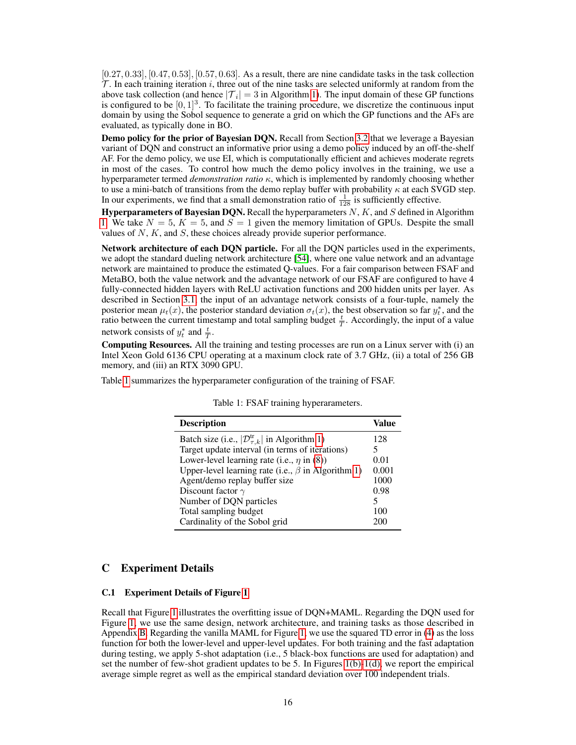$[0.27, 0.33], [0.47, 0.53], [0.57, 0.63]$. As a result, there are nine candidate tasks in the task collection $\mathcal{T}$. In each training iteration $i$, three out of the nine tasks are selected uniformly at random from the above task collection (and hence $|\mathcal{T}_i| = 3$ in Algorithm 1). The input domain of these GP functions is configured to be $[0, 1]^3$. To facilitate the training procedure, we discretize the continuous input domain by using the Sobol sequence to generate a grid on which the GP functions and the AFs are evaluated, as typically done in BO.

**Demo policy for the prior of Bayesian DQN.** Recall from Section 3.2 that we leverage a Bayesian variant of DQN and construct an informative prior using a demo policy induced by an off-the-shelf AF. For the demo policy, we use EI, which is computationally efficient and achieves moderate regrets in most of the cases. To control how much the demo policy involves in the training, we use a hyperparameter termed *demonstration ratio* $\kappa$, which is implemented by randomly choosing whether to use a mini-batch of transitions from the demo replay buffer with probability $\kappa$ at each SVGD step. In our experiments, we find that a small demonstration ratio of $\frac{1}{128}$ is sufficiently effective.

**Hyperparameters of Bayesian DQN.** Recall the hyperparameters $N$, $K$, and $S$ defined in Algorithm 1. We take $N = 5$, $K = 5$, and $S = 1$ given the memory limitation of GPUs. Despite the small values of $N$, $K$, and $S$, these choices already provide superior performance.

**Network architecture of each DQN particle.** For all the DQN particles used in the experiments, we adopt the standard dueling network architecture [54], where one value network and an advantage network are maintained to produce the estimated Q-values. For a fair comparison between FSAF and MetaBO, both the value network and the advantage network of our FSAF are configured to have 4 fully-connected hidden layers with ReLU activation functions and 200 hidden units per layer. As described in Section 3.1, the input of an advantage network consists of a four-tuple, namely the posterior mean $\mu_t(x)$, the posterior standard deviation $\sigma_t(x)$, the best observation so far $y_t^*$, and the ratio between the current timestamp and total sampling budget $\frac{t}{T}$. Accordingly, the input of a value network consists of $y_t^*$ and $\frac{t}{T}$.

**Computing Resources.** All the training and testing processes are run on a Linux server with (i) an Intel Xeon Gold 6136 CPU operating at a maxinum clock rate of 3.7 GHz, (ii) a total of 256 GB memory, and (iii) an RTX 3090 GPU.

Table 1 summarizes the hyperparameter configuration of the training of FSAF.

Table 1: FSAF training hyperarameters.

| Description | Value |
|---|---|
| Batch size (i.e., $\lvert\mathcal{D}_{\tau,k}^{\text{tr}}\rvert$ in Algorithm 1) | 128 |
| Target update interval (in terms of iterations) | 5 |
| Lower-level learning rate (i.e., $\eta$ in (8)) | 0.01 |
| Upper-level learning rate (i.e., $\beta$ in Algorithm 1) | 0.001 |
| Agent/demo replay buffer size | 1000 |
| Discount factor $\gamma$ | 0.98 |
| Number of DQN particles | 5 |
| Total sampling budget | 100 |
| Cardinality of the Sobol grid | 200 |

# C Experiment Details

## C.1 Experiment Details of Figure 1

Recall that Figure 1 illustrates the overfitting issue of DQN+MAML. Regarding the DQN used for Figure 1, we use the same design, network architecture, and training tasks as those described in Appendix B. Regarding the vanilla MAML for Figure 1, we use the squared TD error in (4) as the loss function for both the lower-level and upper-level updates. For both training and the fast adaptation during testing, we apply 5-shot adaptation (i.e., 5 black-box functions are used for adaptation) and set the number of few-shot gradient updates to be 5. In Figures 1(b)-1(d), we report the empirical average simple regret as well as the empirical standard deviation over 100 independent trials.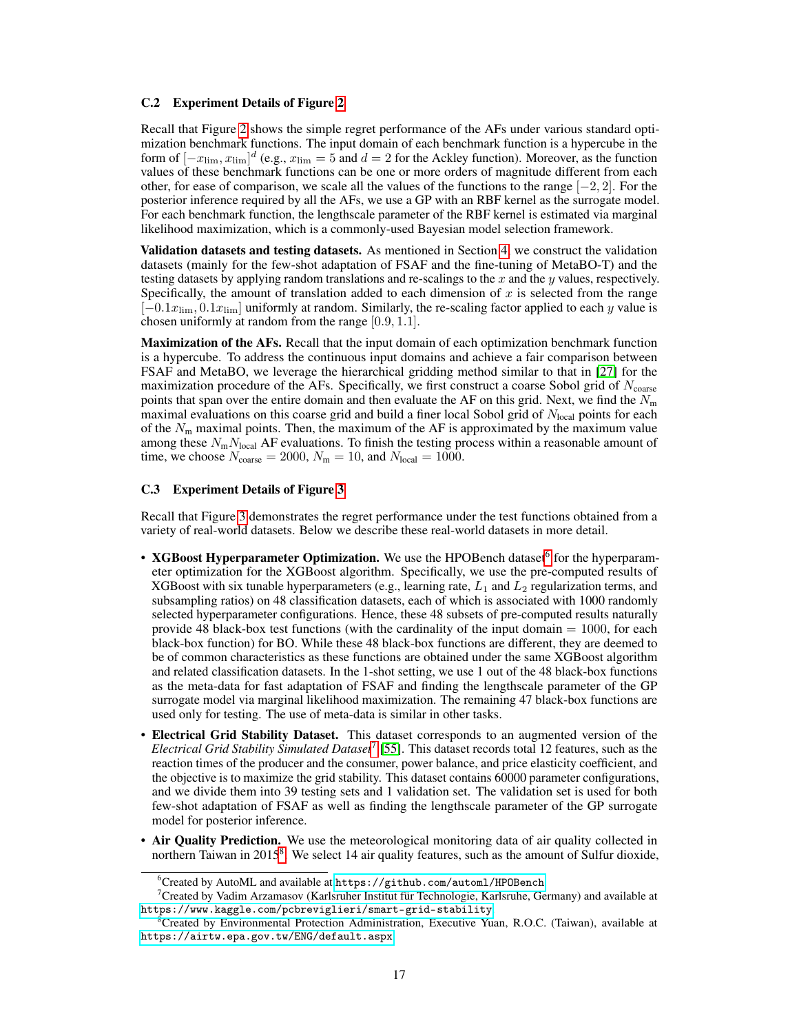### C.2 Experiment Details of Figure 2

Recall that Figure 2 shows the simple regret performance of the AFs under various standard optimization benchmark functions. The input domain of each benchmark function is a hypercube in the form of $[-x_{\text{lim}}, x_{\text{lim}}]^d$ (e.g., $x_{\text{lim}} = 5$ and $d = 2$ for the Ackley function). Moreover, as the function values of these benchmark functions can be one or more orders of magnitude different from each other, for ease of comparison, we scale all the values of the functions to the range $[-2, 2]$. For the posterior inference required by all the AFs, we use a GP with an RBF kernel as the surrogate model. For each benchmark function, the lengthscale parameter of the RBF kernel is estimated via marginal likelihood maximization, which is a commonly-used Bayesian model selection framework.

**Validation datasets and testing datasets.** As mentioned in Section 4, we construct the validation datasets (mainly for the few-shot adaptation of FSAF and the fine-tuning of MetaBO-T) and the testing datasets by applying random translations and re-scalings to the $x$ and the $y$ values, respectively. Specifically, the amount of translation added to each dimension of $x$ is selected from the range $[-0.1x_{\text{lim}}, 0.1x_{\text{lim}}]$ uniformly at random. Similarly, the re-scaling factor applied to each $y$ value is chosen uniformly at random from the range $[0.9, 1.1]$.

**Maximization of the AFs.** Recall that the input domain of each optimization benchmark function is a hypercube. To address the continuous input domains and achieve a fair comparison between FSAF and MetaBO, we leverage the hierarchical gridding method similar to that in [27] for the maximization procedure of the AFs. Specifically, we first construct a coarse Sobol grid of $N_{\text{coarse}}$ points that span over the entire domain and then evaluate the AF on this grid. Next, we find the $N_{\text{m}}$ maximal evaluations on this coarse grid and build a finer local Sobol grid of $N_{\text{local}}$ points for each of the $N_{\text{m}}$ maximal points. Then, the maximum of the AF is approximated by the maximum value among these $N_{\text{m}} N_{\text{local}}$ AF evaluations. To finish the testing process within a reasonable amount of time, we choose $N_{\text{coarse}} = 2000$, $N_{\text{m}} = 10$, and $N_{\text{local}} = 1000$.

### C.3 Experiment Details of Figure 3

Recall that Figure 3 demonstrates the regret performance under the test functions obtained from a variety of real-world datasets. Below we describe these real-world datasets in more detail.

- **XGBoost Hyperparameter Optimization.** We use the HPOBench dataset[6] for the hyperparameter optimization for the XGBoost algorithm. Specifically, we use the pre-computed results of XGBoost with six tunable hyperparameters (e.g., learning rate, $L_1$ and $L_2$ regularization terms, and subsampling ratios) on 48 classification datasets, each of which is associated with 1000 randomly selected hyperparameter configurations. Hence, these 48 subsets of pre-computed results naturally provide 48 black-box test functions (with the cardinality of the input domain $= 1000$, for each black-box function) for BO. While these 48 black-box functions are different, they are deemed to be of common characteristics as these functions are obtained under the same XGBoost algorithm and related classification datasets. In the 1-shot setting, we use 1 out of the 48 black-box functions as the meta-data for fast adaptation of FSAF and finding the lengthscale parameter of the GP surrogate model via marginal likelihood maximization. The remaining 47 black-box functions are used only for testing. The use of meta-data is similar in other tasks.
- **Electrical Grid Stability Dataset.** This dataset corresponds to an augmented version of the *Electrical Grid Stability Simulated Dataset*[7] [55]. This dataset records total 12 features, such as the reaction times of the producer and the consumer, power balance, and price elasticity coefficient, and the objective is to maximize the grid stability. This dataset contains 60000 parameter configurations, and we divide them into 39 testing sets and 1 validation set. The validation set is used for both few-shot adaptation of FSAF as well as finding the lengthscale parameter of the GP surrogate model for posterior inference.
- **Air Quality Prediction.** We use the meteorological monitoring data of air quality collected in northern Taiwan in 2015[8]. We select 14 air quality features, such as the amount of Sulfur dioxide,

[6]Created by AutoML and available at https://github.com/automl/HPOBench

[7]Created by Vadim Arzamasov (Karlsruher Institut für Technologie, Karlsruhe, Germany) and available at https://www.kaggle.com/pcbreviglieri/smart-grid-stability

[8]Created by Environmental Protection Administration, Executive Yuan, R.O.C. (Taiwan), available at https://airtw.epa.gov.tw/ENG/default.aspx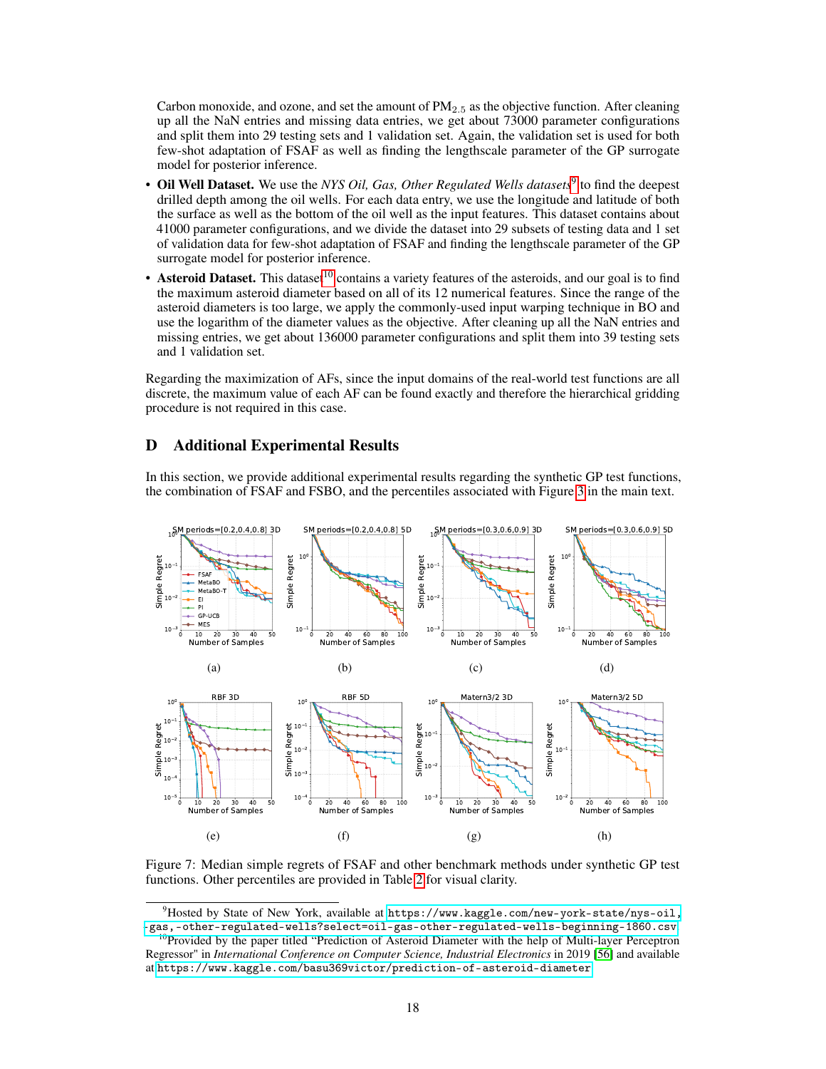Carbon monoxide, and ozone, and set the amount of $PM_{2.5}$ as the objective function. After cleaning up all the NaN entries and missing data entries, we get about 73000 parameter configurations and split them into 29 testing sets and 1 validation set. Again, the validation set is used for both few-shot adaptation of FSAF as well as finding the lengthscale parameter of the GP surrogate model for posterior inference.

- **Oil Well Dataset.** We use the *NYS Oil, Gas, Other Regulated Wells datasets*[9] to find the deepest drilled depth among the oil wells. For each data entry, we use the longitude and latitude of both the surface as well as the bottom of the oil well as the input features. This dataset contains about 41000 parameter configurations, and we divide the dataset into 29 subsets of testing data and 1 set of validation data for few-shot adaptation of FSAF and finding the lengthscale parameter of the GP surrogate model for posterior inference.
- **Asteroid Dataset.** This dataset[10] contains a variety features of the asteroids, and our goal is to find the maximum asteroid diameter based on all of its 12 numerical features. Since the range of the asteroid diameters is too large, we apply the commonly-used input warping technique in BO and use the logarithm of the diameter values as the objective. After cleaning up all the NaN entries and missing entries, we get about 136000 parameter configurations and split them into 39 testing sets and 1 validation set.

Regarding the maximization of AFs, since the input domains of the real-world test functions are all discrete, the maximum value of each AF can be found exactly and therefore the hierarchical gridding procedure is not required in this case.

## D Additional Experimental Results

In this section, we provide additional experimental results regarding the synthetic GP test functions, the combination of FSAF and FSBO, and the percentiles associated with Figure 3 in the main text.

Figure 7: Median simple regrets of FSAF and other benchmark methods under synthetic GP test functions. Other percentiles are provided in Table 2 for visual clarity.

[9] Hosted by State of New York, available at https://www.kaggle.com/new-york-state/nys-oil,-gas,-other-regulated-wells?select=oil-gas-other-regulated-wells-beginning-1860.csv

[10] Provided by the paper titled "Prediction of Asteroid Diameter with the help of Multi-layer Perceptron Regressor" in *International Conference on Computer Science, Industrial Electronics* in 2019 [56] and available at https://www.kaggle.com/basu369victor/prediction-of-asteroid-diameter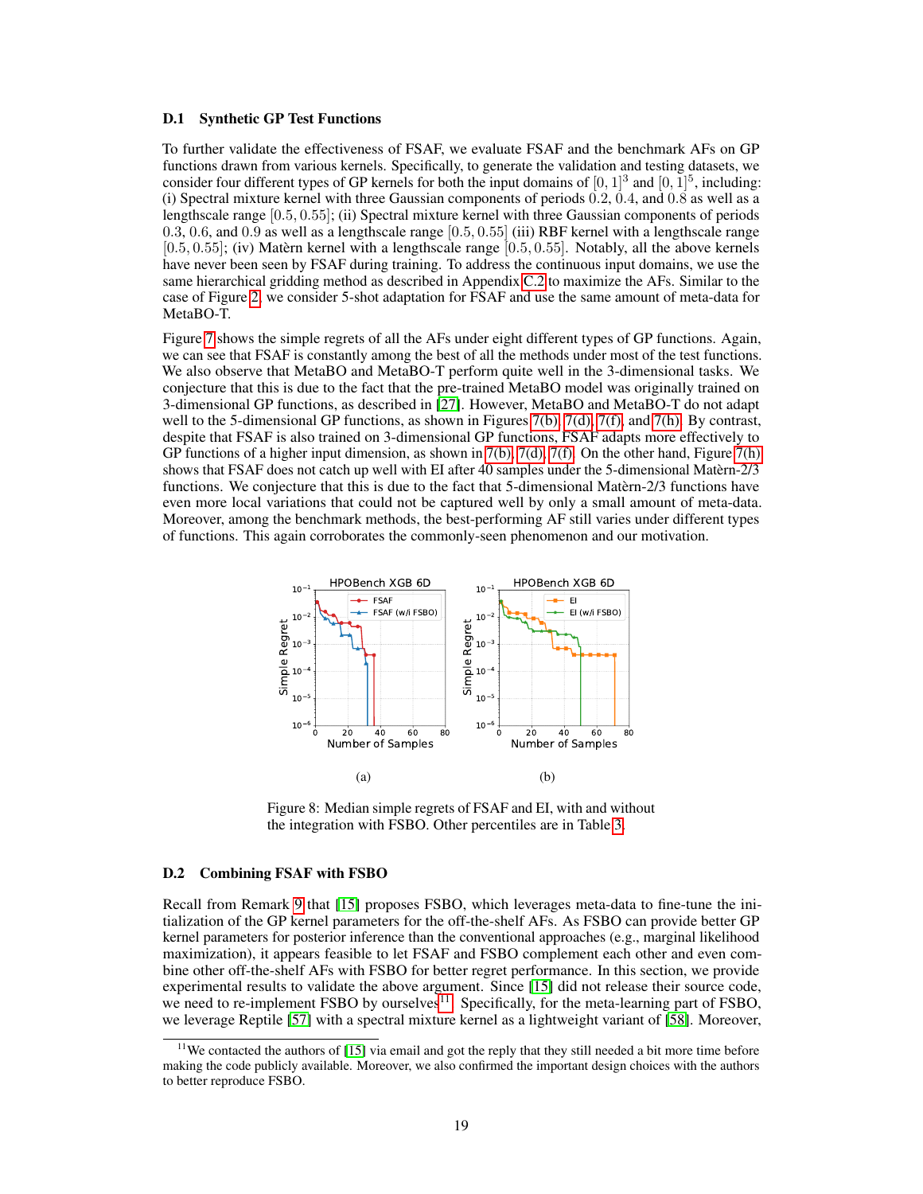### D.1 Synthetic GP Test Functions

To further validate the effectiveness of FSAF, we evaluate FSAF and the benchmark AFs on GP functions drawn from various kernels. Specifically, to generate the validation and testing datasets, we consider four different types of GP kernels for both the input domains of $[0, 1]^3$ and $[0, 1]^5$, including: (i) Spectral mixture kernel with three Gaussian components of periods 0.2, 0.4, and 0.8 as well as a lengthscale range $[0.5, 0.55]$; (ii) Spectral mixture kernel with three Gaussian components of periods 0.3, 0.6, and 0.9 as well as a lengthscale range $[0.5, 0.55]$ (iii) RBF kernel with a lengthscale range $[0.5, 0.55]$; (iv) Matèrn kernel with a lengthscale range $[0.5, 0.55]$. Notably, all the above kernels have never been seen by FSAF during training. To address the continuous input domains, we use the same hierarchical gridding method as described in Appendix C.2 to maximize the AFs. Similar to the case of Figure 2, we consider 5-shot adaptation for FSAF and use the same amount of meta-data for MetaBO-T.

Figure 7 shows the simple regrets of all the AFs under eight different types of GP functions. Again, we can see that FSAF is constantly among the best of all the methods under most of the test functions. We also observe that MetaBO and MetaBO-T perform quite well in the 3-dimensional tasks. We conjecture that this is due to the fact that the pre-trained MetaBO model was originally trained on 3-dimensional GP functions, as described in [27]. However, MetaBO and MetaBO-T do not adapt well to the 5-dimensional GP functions, as shown in Figures 7(b), 7(d), 7(f), and 7(h). By contrast, despite that FSAF is also trained on 3-dimensional GP functions, FSAF adapts more effectively to GP functions of a higher input dimension, as shown in 7(b), 7(d), 7(f). On the other hand, Figure 7(h) shows that FSAF does not catch up well with EI after 40 samples under the 5-dimensional Matèrn-2/3 functions. We conjecture that this is due to the fact that 5-dimensional Matèrn-2/3 functions have even more local variations that could not be captured well by only a small amount of meta-data. Moreover, among the benchmark methods, the best-performing AF still varies under different types of functions. This again corroborates the commonly-seen phenomenon and our motivation.

(a) (b)

Figure 8: Median simple regrets of FSAF and EI, with and without the integration with FSBO. Other percentiles are in Table 3.

### D.2 Combining FSAF with FSBO

Recall from Remark 9 that [15] proposes FSBO, which leverages meta-data to fine-tune the initialization of the GP kernel parameters for the off-the-shelf AFs. As FSBO can provide better GP kernel parameters for posterior inference than the conventional approaches (e.g., marginal likelihood maximization), it appears feasible to let FSAF and FSBO complement each other and even combine other off-the-shelf AFs with FSBO for better regret performance. In this section, we provide experimental results to validate the above argument. Since [15] did not release their source code, we need to re-implement FSBO by ourselves[11]. Specifically, for the meta-learning part of FSBO, we leverage Reptile [57] with a spectral mixture kernel as a lightweight variant of [58]. Moreover,

[11] We contacted the authors of [15] via email and got the reply that they still needed a bit more time before making the code publicly available. Moreover, we also confirmed the important design choices with the authors to better reproduce FSBO.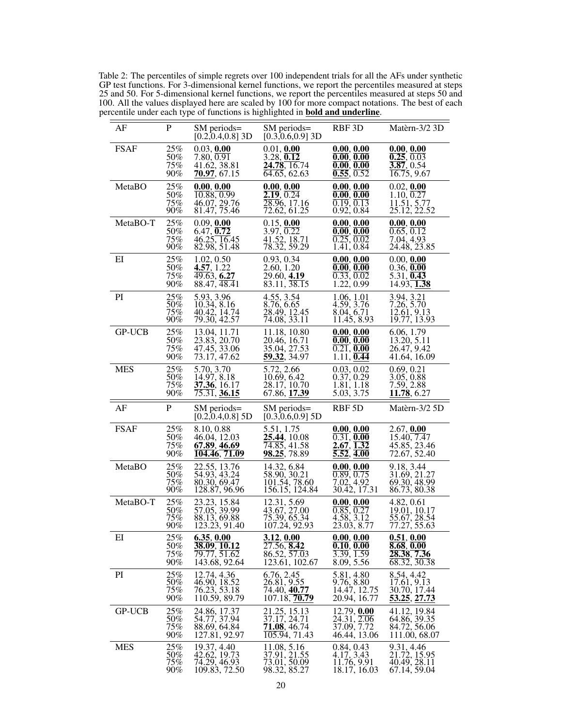Table 2: The percentiles of simple regrets over 100 independent trials for all the AFs under synthetic GP test functions. For 3-dimensional kernel functions, we report the percentiles measured at steps 25 and 50. For 5-dimensional kernel functions, we report the percentiles measured at steps 50 and 100. All the values displayed here are scaled by 100 for more compact notations. The best of each percentile under each type of functions is highlighted in **bold and underline**.

| AF | P | SM periods= [0.2,0.4,0.8] 3D | SM periods= [0.3,0.6,0.9] 3D | RBF 3D | Matèrn-3/2 3D |
|---|---|---|---|---|---|
| FSAF | 25% | 0.03, **0.00** | 0.01, **0.00** | **0.00**, **0.00** | **0.00**, **0.00** |
| | 50% | 7.80, 0.91 | 3.28, **0.12** | **0.00**, **0.00** | **0.25**, 0.03 |
| | 75% | 41.62, 38.81 | **24.78**, 16.74 | **0.00**, **0.00** | **3.87**, 0.54 |
| | 90% | **70.97**, 67.15 | 64.65, 62.63 | **0.55**, 0.52 | 16.75, 9.67 |
| MetaBO | 25% | **0.00**, **0.00** | **0.00**, **0.00** | **0.00**, **0.00** | 0.02, **0.00** |
| | 50% | 10.88, 0.99 | **2.19**, 0.24 | **0.00**, **0.00** | 1.10, 0.27 |
| | 75% | 46.07, 29.76 | 28.96, 17.16 | 0.19, 0.13 | 11.51, 5.77 |
| | 90% | 81.47, 75.46 | 72.62, 61.25 | 0.92, 0.84 | 25.12, 22.52 |
| MetaBO-T | 25% | 0.09, **0.00** | 0.15, **0.00** | **0.00**, **0.00** | **0.00**, **0.00** |
| | 50% | 6.47, **0.72** | 3.97, 0.22 | **0.00**, **0.00** | 0.65, 0.12 |
| | 75% | 46.25, 16.45 | 41.52, 18.71 | 0.25, 0.02 | 7.04, 4.93 |
| | 90% | 82.98, 51.48 | 78.32, 59.29 | 1.41, 0.84 | 24.48, 23.85 |
| EI | 25% | 1.02, 0.50 | 0.93, 0.34 | **0.00**, **0.00** | 0.00, **0.00** |
| | 50% | **4.57**, 1.22 | 2.60, 1.20 | **0.00**, **0.00** | 0.36, **0.00** |
| | 75% | 49.63, **6.27** | 29.60, **4.19** | 0.33, 0.02 | 5.31, **0.43** |
| | 90% | 88.47, 48.41 | 83.11, 38.15 | 1.22, 0.99 | 14.93, **1.38** |
| PI | 25% | 5.93, 3.96 | 4.55, 3.54 | 1.06, 1.01 | 3.94, 3.21 |
| | 50% | 10.34, 8.16 | 8.76, 6.65 | 4.59, 3.76 | 7.26, 5.70 |
| | 75% | 40.42, 14.74 | 28.49, 12.45 | 8.04, 6.71 | 12.61, 9.13 |
| | 90% | 79.30, 42.57 | 74.08, 33.11 | 11.45, 8.93 | 19.77, 13.93 |
| GP-UCB | 25% | 13.04, 11.71 | 11.18, 10.80 | **0.00**, **0.00** | 6.06, 1.79 |
| | 50% | 23.83, 20.70 | 20.46, 16.71 | **0.00**, **0.00** | 13.20, 5.11 |
| | 75% | 47.45, 33.06 | 35.04, 27.53 | 0.21, **0.00** | 26.47, 9.42 |
| | 90% | 73.17, 47.62 | **59.32**, 34.97 | 1.11, **0.44** | 41.64, 16.09 |
| MES | 25% | 5.70, 3.70 | 5.72, 2.66 | 0.03, 0.02 | 0.69, 0.21 |
| | 50% | 14.97, 8.18 | 10.69, 6.42 | 0.37, 0.29 | 3.05, 0.88 |
| | 75% | **37.36**, 16.17 | 28.17, 10.70 | 1.81, 1.18 | 7.59, 2.88 |
| | 90% | 75.31, **36.15** | 67.86, **17.39** | 5.03, 3.75 | **11.78**, 6.27 |

| AF | P | SM periods= [0.2,0.4,0.8] 5D | SM periods= [0.3,0.6,0.9] 5D | RBF 5D | Matèrn-3/2 5D |
|---|---|---|---|---|---|
| FSAF | 25% | 8.10, 0.88 | 5.51, 1.75 | **0.00**, **0.00** | 2.67, **0.00** |
| | 50% | 46.04, 12.03 | **25.44**, 10.08 | 0.31, **0.00** | 15.40, 7.47 |
| | 75% | **67.89**, **46.69** | 74.85, 41.58 | **2.67**, **1.32** | 45.85, 23.46 |
| | 90% | **104.46**, **71.09** | **98.25**, 78.89 | **5.52**, **4.00** | 72.67, 52.40 |
| MetaBO | 25% | 22.55, 13.76 | 14.32, 6.84 | **0.00**, **0.00** | 9.18, 3.44 |
| | 50% | 54.93, 43.24 | 58.90, 30.21 | 0.89, 0.75 | 31.69, 21.27 |
| | 75% | 80.30, 69.47 | 101.54, 78.60 | 7.02, 4.92 | 69.30, 48.99 |
| | 90% | 128.87, 96.96 | 156.15, 124.84 | 30.42, 17.31 | 86.73, 80.38 |
| MetaBO-T | 25% | 23.23, 15.84 | 12.31, 5.69 | **0.00**, **0.00** | 4.82, 0.61 |
| | 50% | 57.05, 39.99 | 43.67, 27.00 | 0.85, 0.27 | 19.01, 10.17 |
| | 75% | 88.13, 69.88 | 75.39, 65.34 | 4.58, 3.12 | 55.67, 28.54 |
| | 90% | 123.23, 91.40 | 107.24, 92.93 | 23.03, 8.77 | 77.27, 55.63 |
| EI | 25% | **6.35**, **0.00** | **3.12**, **0.00** | **0.00**, **0.00** | **0.51**, **0.00** |
| | 50% | **38.09**, **10.12** | 27.56, **8.42** | **0.10**, **0.00** | **8.68**, **0.00** |
| | 75% | 79.77, 51.62 | 86.52, 57.03 | 3.39, 1.59 | **28.38**, **7.36** |
| | 90% | 143.68, 92.64 | 123.61, 102.67 | 8.09, 5.56 | 68.32, 30.38 |
| PI | 25% | 12.74, 4.36 | 6.76, 2.45 | 5.81, 4.80 | 8.54, 4.42 |
| | 50% | 46.90, 18.52 | 26.81, 9.55 | 9.76, 8.80 | 17.61, 9.13 |
| | 75% | 76.23, 53.18 | 74.40, **40.77** | 14.47, 12.75 | 30.70, 17.44 |
| | 90% | 110.59, 89.79 | 107.18, **70.79** | 20.94, 16.77 | **53.25**, **27.73** |
| GP-UCB | 25% | 24.86, 17.37 | 21.25, 15.13 | 12.79, **0.00** | 41.12, 19.84 |
| | 50% | 54.77, 37.94 | 37.17, 24.71 | 24.31, 2.06 | 64.86, 39.35 |
| | 75% | 88.69, 64.84 | **71.08**, 46.74 | 37.09, 7.72 | 84.72, 56.06 |
| | 90% | 127.81, 92.97 | 105.94, 71.43 | 46.44, 13.06 | 111.00, 68.07 |
| MES | 25% | 19.37, 4.40 | 11.08, 5.16 | 0.84, 0.43 | 9.31, 4.46 |
| | 50% | 42.62, 19.73 | 37.91, 21.55 | 4.17, 3.43 | 21.72, 15.95 |
| | 75% | 74.29, 46.93 | 73.01, 50.09 | 11.76, 9.91 | 40.49, 28.11 |
| | 90% | 109.83, 72.50 | 98.32, 85.27 | 18.17, 16.03 | 67.14, 59.04 |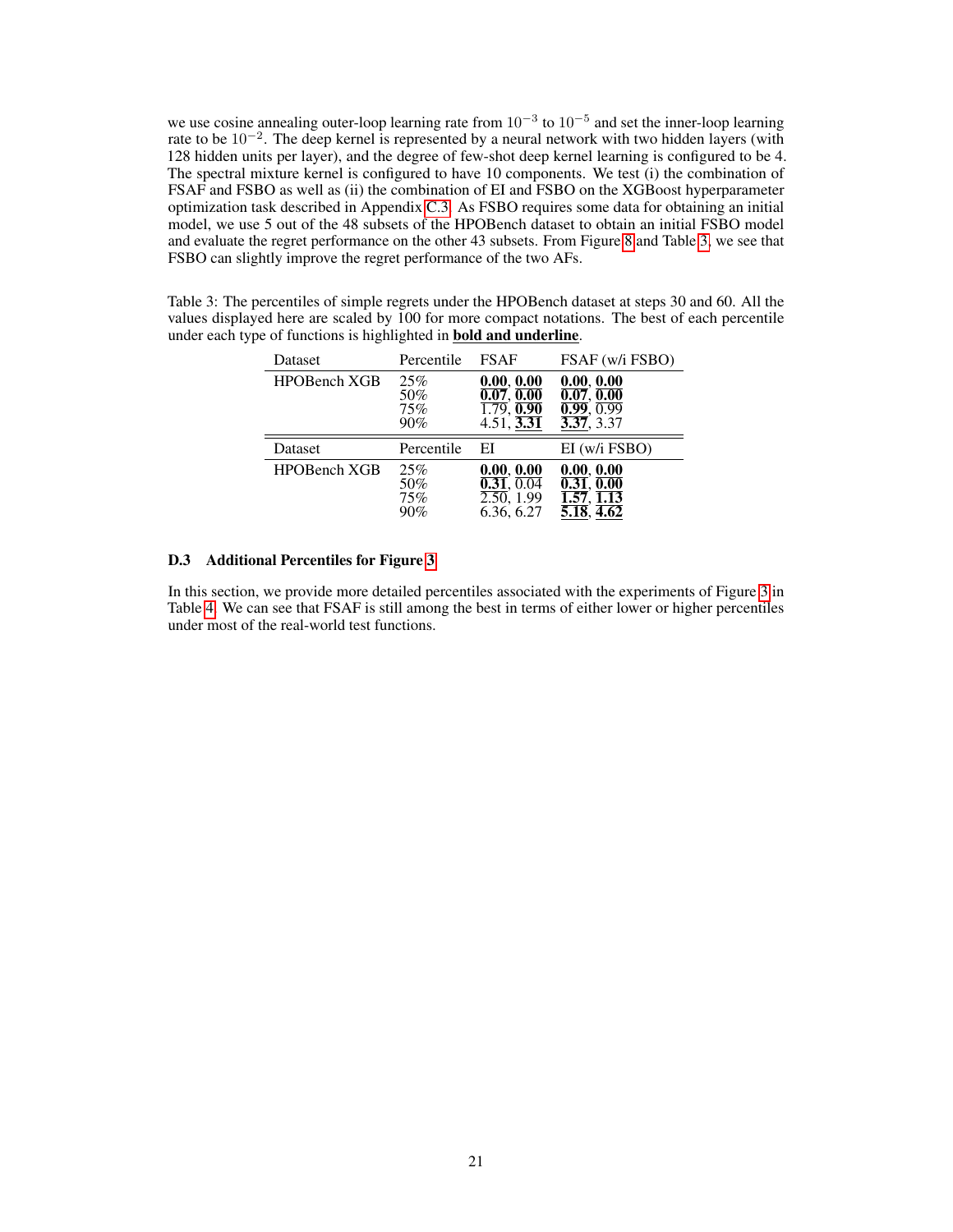we use cosine annealing outer-loop learning rate from $10^{-3}$ to $10^{-5}$ and set the inner-loop learning rate to be $10^{-2}$. The deep kernel is represented by a neural network with two hidden layers (with 128 hidden units per layer), and the degree of few-shot deep kernel learning is configured to be 4. The spectral mixture kernel is configured to have 10 components. We test (i) the combination of FSAF and FSBO as well as (ii) the combination of EI and FSBO on the XGBoost hyperparameter optimization task described in Appendix C.3. As FSBO requires some data for obtaining an initial model, we use 5 out of the 48 subsets of the HPOBench dataset to obtain an initial FSBO model and evaluate the regret performance on the other 43 subsets. From Figure 8 and Table 3, we see that FSBO can slightly improve the regret performance of the two AFs.

Table 3: The percentiles of simple regrets under the HPOBench dataset at steps 30 and 60. All the values displayed here are scaled by 100 for more compact notations. The best of each percentile under each type of functions is highlighted in **bold and underline**.

| Dataset | Percentile | FSAF | FSAF (w/i FSBO) |
|---|---|---|---|
| HPOBench XGB | 25% | **0.00**, **0.00** | **0.00**, **0.00** |
| | 50% | **0.07**, **0.00** | **0.07**, **0.00** |
| | 75% | 1.79, **0.90** | **0.99**, 0.99 |
| | 90% | 4.51, **3.31** | **3.37**, 3.37 |
| **Dataset** | **Percentile** | **EI** | **EI (w/i FSBO)** |
| HPOBench XGB | 25% | **0.00**, **0.00** | **0.00**, **0.00** |
| | 50% | **0.31**, 0.04 | **0.31**, **0.00** |
| | 75% | 2.50, 1.99 | **1.57**, **1.13** |
| | 90% | 6.36, 6.27 | **5.18**, **4.62** |

### D.3 Additional Percentiles for Figure 3

In this section, we provide more detailed percentiles associated with the experiments of Figure 3 in Table 4. We can see that FSAF is still among the best in terms of either lower or higher percentiles under most of the real-world test functions.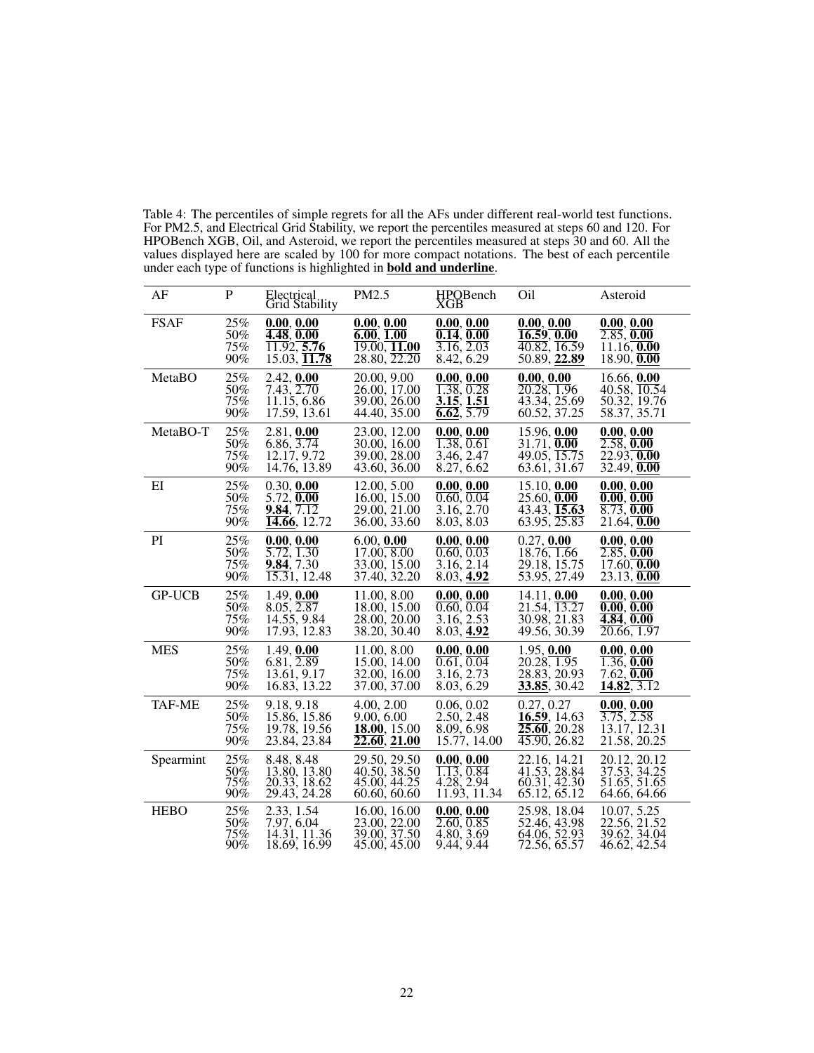Table 4: The percentiles of simple regrets for all the AFs under different real-world test functions. For PM2.5, and Electrical Grid Stability, we report the percentiles measured at steps 60 and 120. For HPOBench XGB, Oil, and Asteroid, we report the percentiles measured at steps 30 and 60. All the values displayed here are scaled by 100 for more compact notations. The best of each percentile under each type of functions is highlighted in **bold and underline**.

| AF | P | Electrical Grid Stability | PM2.5 | HPOBench XGB | Oil | Asteroid |
|---|---|---|---|---|---|---|
| FSAF | 25% | **0.00**, **0.00** | **0.00**, **0.00** | **0.00**, **0.00** | **0.00**, **0.00** | **0.00**, **0.00** |
| | 50% | **4.48**, **0.00** | **6.00**, **1.00** | **0.14**, **0.00** | **16.59**, **0.00** | 2.85, **0.00** |
| | 75% | 11.92, **5.76** | 19.00, **11.00** | 3.16, 2.03 | 40.82, 16.59 | 11.16, **0.00** |
| | 90% | 15.03, **11.78** | 28.80, 22.20 | 8.42, 6.29 | 50.89, **22.89** | 18.90, **0.00** |
| MetaBO | 25% | 2.42, **0.00** | 20.00, 9.00 | **0.00**, **0.00** | **0.00**, **0.00** | 16.66, **0.00** |
| | 50% | 7.43, 2.70 | 26.00, 17.00 | 1.38, 0.28 | 20.28, 1.96 | 40.58, 10.54 |
| | 75% | 11.15, 6.86 | 39.00, 26.00 | **3.15**, **1.51** | 43.34, 25.69 | 50.32, 19.76 |
| | 90% | 17.59, 13.61 | 44.40, 35.00 | **6.62**, 5.79 | 60.52, 37.25 | 58.37, 35.71 |
| MetaBO-T | 25% | 2.81, **0.00** | 23.00, 12.00 | **0.00**, **0.00** | 15.96, **0.00** | **0.00**, **0.00** |
| | 50% | 6.86, 3.74 | 30.00, 16.00 | 1.38, 0.61 | 31.71, **0.00** | 2.58, **0.00** |
| | 75% | 12.17, 9.72 | 39.00, 28.00 | 3.46, 2.47 | 49.05, 15.75 | 22.93, **0.00** |
| | 90% | 14.76, 13.89 | 43.60, 36.00 | 8.27, 6.62 | 63.61, 31.67 | 32.49, **0.00** |
| EI | 25% | 0.30, **0.00** | 12.00, 5.00 | **0.00**, **0.00** | 15.10, **0.00** | **0.00**, **0.00** |
| | 50% | 5.72, **0.00** | 16.00, 15.00 | 0.60, 0.04 | 25.60, **0.00** | **0.00**, **0.00** |
| | 75% | **9.84**, 7.12 | 29.00, 21.00 | 3.16, 2.70 | 43.43, **15.63** | 8.73, **0.00** |
| | 90% | **14.66**, 12.72 | 36.00, 33.60 | 8.03, 8.03 | 63.95, 25.83 | 21.64, **0.00** |
| PI | 25% | **0.00**, **0.00** | 6.00, **0.00** | **0.00**, **0.00** | 0.27, **0.00** | **0.00**, **0.00** |
| | 50% | 5.72, 1.30 | 17.00, 8.00 | 0.60, 0.03 | 18.76, 1.66 | 2.85, **0.00** |
| | 75% | **9.84**, 7.30 | 33.00, 15.00 | 3.16, 2.14 | 29.18, 15.75 | 17.60, **0.00** |
| | 90% | 15.31, 12.48 | 37.40, 32.20 | 8.03, **4.92** | 53.95, 27.49 | 23.13, **0.00** |
| GP-UCB | 25% | 1.49, **0.00** | 11.00, 8.00 | **0.00**, **0.00** | 14.11, **0.00** | **0.00**, **0.00** |
| | 50% | 8.05, 2.87 | 18.00, 15.00 | 0.60, 0.04 | 21.54, 13.27 | **0.00**, **0.00** |
| | 75% | 14.55, 9.84 | 28.00, 20.00 | 3.16, 2.53 | 30.98, 21.83 | **4.84**, **0.00** |
| | 90% | 17.93, 12.83 | 38.20, 30.40 | 8.03, **4.92** | 49.56, 30.39 | 20.66, 1.97 |
| MES | 25% | 1.49, **0.00** | 11.00, 8.00 | **0.00**, **0.00** | 1.95, **0.00** | **0.00**, **0.00** |
| | 50% | 6.81, 2.89 | 15.00, 14.00 | 0.61, 0.04 | 20.28, 1.95 | 1.36, **0.00** |
| | 75% | 13.61, 9.17 | 32.00, 16.00 | 3.16, 2.73 | 28.83, 20.93 | 7.62, **0.00** |
| | 90% | 16.83, 13.22 | 37.00, 37.00 | 8.03, 6.29 | **33.85**, 30.42 | **14.82**, 3.12 |
| TAF-ME | 25% | 9.18, 9.18 | 4.00, 2.00 | 0.06, 0.02 | 0.27, 0.27 | **0.00**, **0.00** |
| | 50% | 15.86, 15.86 | 9.00, 6.00 | 2.50, 2.48 | **16.59**, 14.63 | 3.75, 2.58 |
| | 75% | 19.78, 19.56 | **18.00**, 15.00 | 8.09, 6.98 | **25.60**, 20.28 | 13.17, 12.31 |
| | 90% | 23.84, 23.84 | **22.60**, **21.00** | 15.77, 14.00 | 45.90, 26.82 | 21.58, 20.25 |
| Spearmint | 25% | 8.48, 8.48 | 29.50, 29.50 | **0.00**, **0.00** | 22.16, 14.21 | 20.12, 20.12 |
| | 50% | 13.80, 13.80 | 40.50, 38.50 | 1.13, 0.84 | 41.53, 28.84 | 37.53, 34.25 |
| | 75% | 20.33, 18.62 | 45.00, 44.25 | 4.28, 2.94 | 60.31, 42.30 | 51.65, 51.65 |
| | 90% | 29.43, 24.28 | 60.60, 60.60 | 11.93, 11.34 | 65.12, 65.12 | 64.66, 64.66 |
| HEBO | 25% | 2.33, 1.54 | 16.00, 16.00 | **0.00**, **0.00** | 25.98, 18.04 | 10.07, 5.25 |
| | 50% | 7.97, 6.04 | 23.00, 22.00 | 2.60, 0.85 | 52.46, 43.98 | 22.56, 21.52 |
| | 75% | 14.31, 11.36 | 39.00, 37.50 | 4.80, 3.69 | 64.06, 52.93 | 39.62, 34.04 |
| | 90% | 18.69, 16.99 | 45.00, 45.00 | 9.44, 9.44 | 72.56, 65.57 | 46.62, 42.54 |